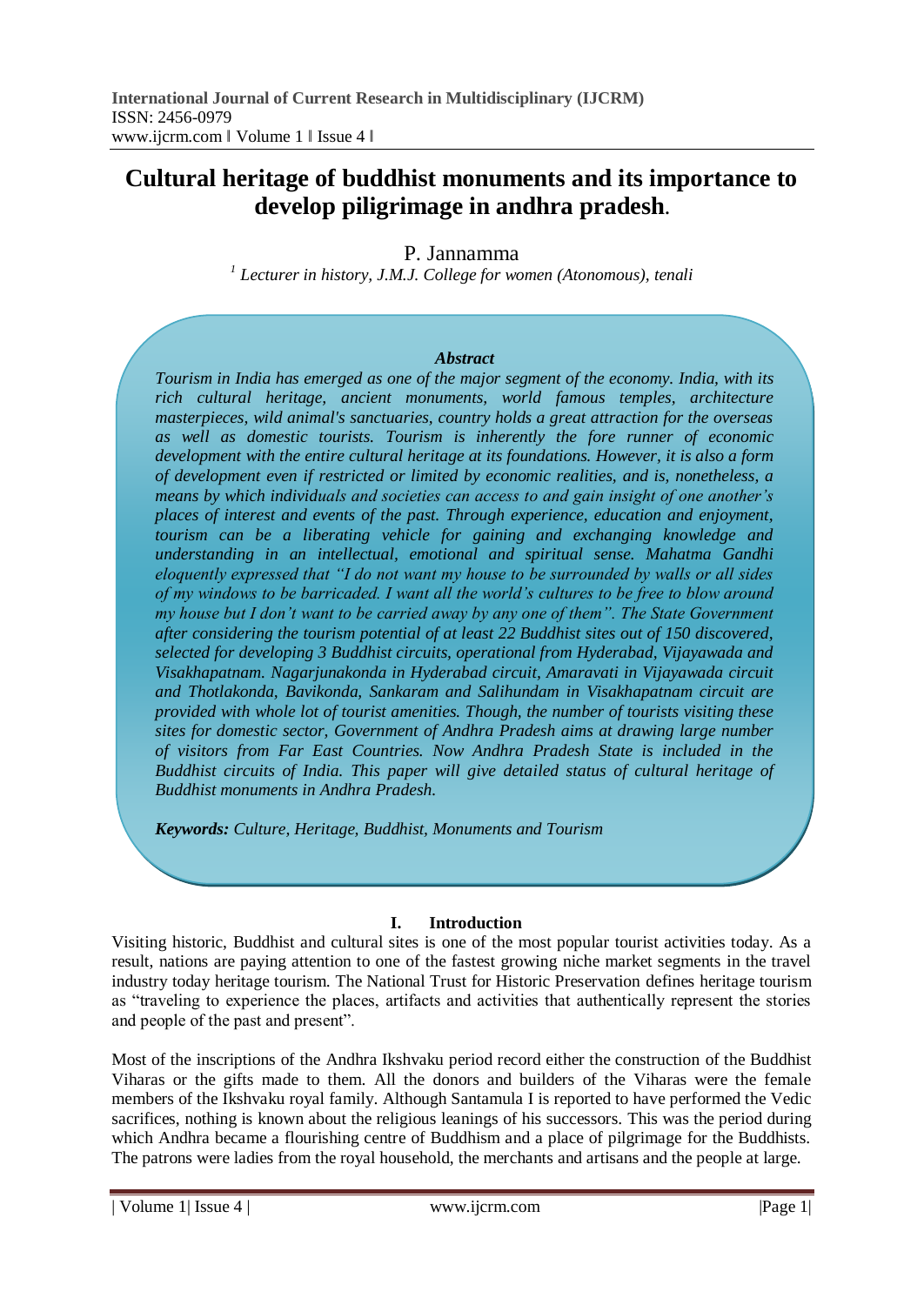# Cultural heritage of buddhist monuments and its importance to develop piligrimage in andhra pradesh.

P. Jannamma

[1] *Lecturer in history, J.M.J. College for women (Atonomous), tenali*

***Abstract***

*Tourism in India has emerged as one of the major segment of the economy. India, with its rich cultural heritage, ancient monuments, world famous temples, architecture masterpieces, wild animal's sanctuaries, country holds a great attraction for the overseas as well as domestic tourists. Tourism is inherently the fore runner of economic development with the entire cultural heritage at its foundations. However, it is also a form of development even if restricted or limited by economic realities, and is, nonetheless, a means by which individuals and societies can access to and gain insight of one another's places of interest and events of the past. Through experience, education and enjoyment, tourism can be a liberating vehicle for gaining and exchanging knowledge and understanding in an intellectual, emotional and spiritual sense. Mahatma Gandhi eloquently expressed that "I do not want my house to be surrounded by walls or all sides of my windows to be barricaded. I want all the world's cultures to be free to blow around my house but I don't want to be carried away by any one of them". The State Government after considering the tourism potential of at least 22 Buddhist sites out of 150 discovered, selected for developing 3 Buddhist circuits, operational from Hyderabad, Vijayawada and Visakhapatnam. Nagarjunakonda in Hyderabad circuit, Amaravati in Vijayawada circuit and Thotlakonda, Bavikonda, Sankaram and Salihundam in Visakhapatnam circuit are provided with whole lot of tourist amenities. Though, the number of tourists visiting these sites for domestic sector, Government of Andhra Pradesh aims at drawing large number of visitors from Far East Countries. Now Andhra Pradesh State is included in the Buddhist circuits of India. This paper will give detailed status of cultural heritage of Buddhist monuments in Andhra Pradesh.*

***Keywords:*** *Culture, Heritage, Buddhist, Monuments and Tourism*

## I. Introduction

Visiting historic, Buddhist and cultural sites is one of the most popular tourist activities today. As a result, nations are paying attention to one of the fastest growing niche market segments in the travel industry today heritage tourism. The National Trust for Historic Preservation defines heritage tourism as "traveling to experience the places, artifacts and activities that authentically represent the stories and people of the past and present".

Most of the inscriptions of the Andhra Ikshvaku period record either the construction of the Buddhist Viharas or the gifts made to them. All the donors and builders of the Viharas were the female members of the Ikshvaku royal family. Although Santamula I is reported to have performed the Vedic sacrifices, nothing is known about the religious leanings of his successors. This was the period during which Andhra became a flourishing centre of Buddhism and a place of pilgrimage for the Buddhists. The patrons were ladies from the royal household, the merchants and artisans and the people at large.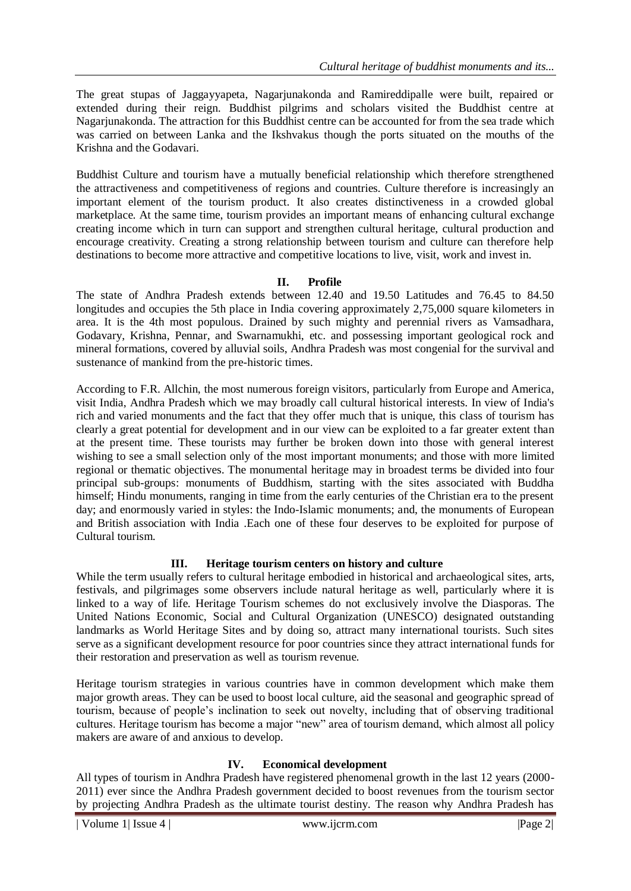The great stupas of Jaggayyapeta, Nagarjunakonda and Ramireddipalle were built, repaired or extended during their reign. Buddhist pilgrims and scholars visited the Buddhist centre at Nagarjunakonda. The attraction for this Buddhist centre can be accounted for from the sea trade which was carried on between Lanka and the Ikshvakus though the ports situated on the mouths of the Krishna and the Godavari.

Buddhist Culture and tourism have a mutually beneficial relationship which therefore strengthened the attractiveness and competitiveness of regions and countries. Culture therefore is increasingly an important element of the tourism product. It also creates distinctiveness in a crowded global marketplace. At the same time, tourism provides an important means of enhancing cultural exchange creating income which in turn can support and strengthen cultural heritage, cultural production and encourage creativity. Creating a strong relationship between tourism and culture can therefore help destinations to become more attractive and competitive locations to live, visit, work and invest in.

## II. Profile

The state of Andhra Pradesh extends between 12.40 and 19.50 Latitudes and 76.45 to 84.50 longitudes and occupies the 5th place in India covering approximately 2,75,000 square kilometers in area. It is the 4th most populous. Drained by such mighty and perennial rivers as Vamsadhara, Godavary, Krishna, Pennar, and Swarnamukhi, etc. and possessing important geological rock and mineral formations, covered by alluvial soils, Andhra Pradesh was most congenial for the survival and sustenance of mankind from the pre-historic times.

According to F.R. Allchin, the most numerous foreign visitors, particularly from Europe and America, visit India, Andhra Pradesh which we may broadly call cultural historical interests. In view of India's rich and varied monuments and the fact that they offer much that is unique, this class of tourism has clearly a great potential for development and in our view can be exploited to a far greater extent than at the present time. These tourists may further be broken down into those with general interest wishing to see a small selection only of the most important monuments; and those with more limited regional or thematic objectives. The monumental heritage may in broadest terms be divided into four principal sub-groups: monuments of Buddhism, starting with the sites associated with Buddha himself; Hindu monuments, ranging in time from the early centuries of the Christian era to the present day; and enormously varied in styles: the Indo-Islamic monuments; and, the monuments of European and British association with India .Each one of these four deserves to be exploited for purpose of Cultural tourism.

## III. Heritage tourism centers on history and culture

While the term usually refers to cultural heritage embodied in historical and archaeological sites, arts, festivals, and pilgrimages some observers include natural heritage as well, particularly where it is linked to a way of life. Heritage Tourism schemes do not exclusively involve the Diasporas. The United Nations Economic, Social and Cultural Organization (UNESCO) designated outstanding landmarks as World Heritage Sites and by doing so, attract many international tourists. Such sites serve as a significant development resource for poor countries since they attract international funds for their restoration and preservation as well as tourism revenue.

Heritage tourism strategies in various countries have in common development which make them major growth areas. They can be used to boost local culture, aid the seasonal and geographic spread of tourism, because of people's inclination to seek out novelty, including that of observing traditional cultures. Heritage tourism has become a major "new" area of tourism demand, which almost all policy makers are aware of and anxious to develop.

## IV. Economical development

All types of tourism in Andhra Pradesh have registered phenomenal growth in the last 12 years (2000-2011) ever since the Andhra Pradesh government decided to boost revenues from the tourism sector by projecting Andhra Pradesh as the ultimate tourist destiny. The reason why Andhra Pradesh has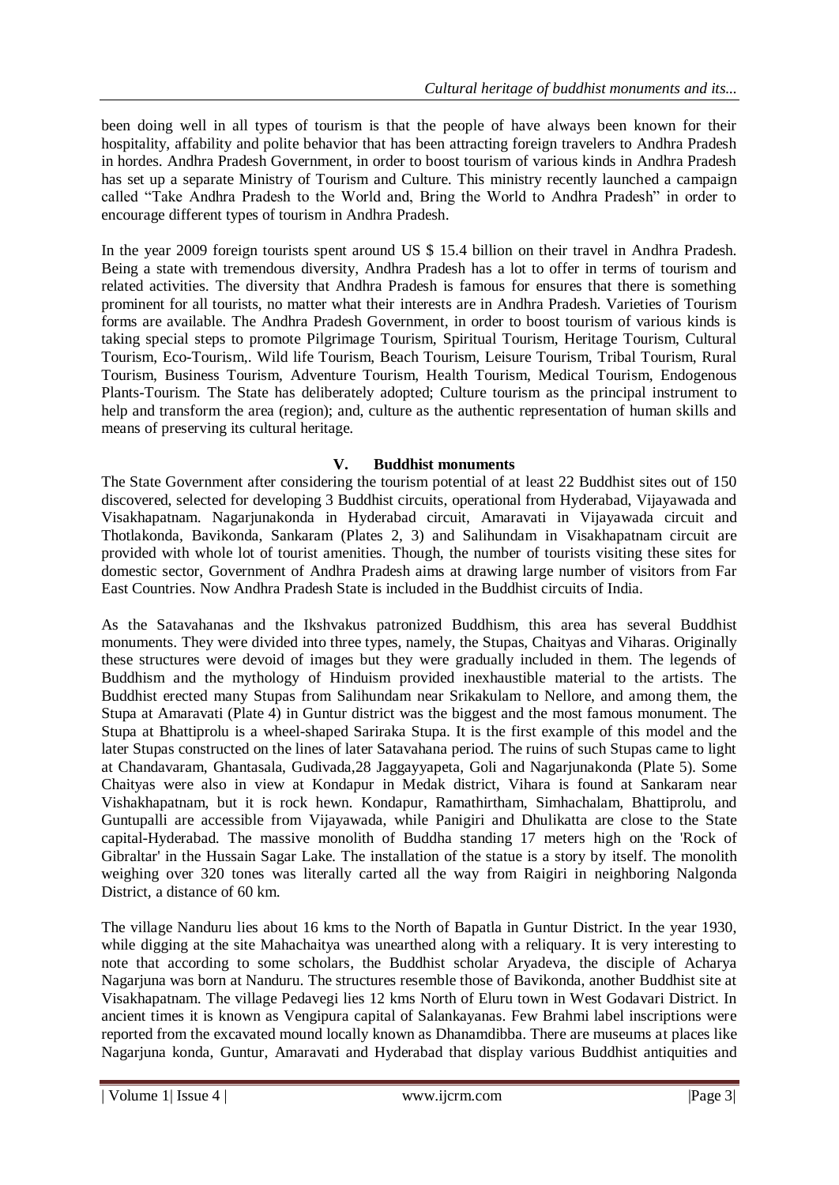been doing well in all types of tourism is that the people of have always been known for their hospitality, affability and polite behavior that has been attracting foreign travelers to Andhra Pradesh in hordes. Andhra Pradesh Government, in order to boost tourism of various kinds in Andhra Pradesh has set up a separate Ministry of Tourism and Culture. This ministry recently launched a campaign called "Take Andhra Pradesh to the World and, Bring the World to Andhra Pradesh" in order to encourage different types of tourism in Andhra Pradesh.

In the year 2009 foreign tourists spent around US $ 15.4 billion on their travel in Andhra Pradesh. Being a state with tremendous diversity, Andhra Pradesh has a lot to offer in terms of tourism and related activities. The diversity that Andhra Pradesh is famous for ensures that there is something prominent for all tourists, no matter what their interests are in Andhra Pradesh. Varieties of Tourism forms are available. The Andhra Pradesh Government, in order to boost tourism of various kinds is taking special steps to promote Pilgrimage Tourism, Spiritual Tourism, Heritage Tourism, Cultural Tourism, Eco-Tourism,. Wild life Tourism, Beach Tourism, Leisure Tourism, Tribal Tourism, Rural Tourism, Business Tourism, Adventure Tourism, Health Tourism, Medical Tourism, Endogenous Plants-Tourism. The State has deliberately adopted; Culture tourism as the principal instrument to help and transform the area (region); and, culture as the authentic representation of human skills and means of preserving its cultural heritage.

## V. Buddhist monuments

The State Government after considering the tourism potential of at least 22 Buddhist sites out of 150 discovered, selected for developing 3 Buddhist circuits, operational from Hyderabad, Vijayawada and Visakhapatnam. Nagarjunakonda in Hyderabad circuit, Amaravati in Vijayawada circuit and Thotlakonda, Bavikonda, Sankaram (Plates 2, 3) and Salihundam in Visakhapatnam circuit are provided with whole lot of tourist amenities. Though, the number of tourists visiting these sites for domestic sector, Government of Andhra Pradesh aims at drawing large number of visitors from Far East Countries. Now Andhra Pradesh State is included in the Buddhist circuits of India.

As the Satavahanas and the Ikshvakus patronized Buddhism, this area has several Buddhist monuments. They were divided into three types, namely, the Stupas, Chaityas and Viharas. Originally these structures were devoid of images but they were gradually included in them. The legends of Buddhism and the mythology of Hinduism provided inexhaustible material to the artists. The Buddhist erected many Stupas from Salihundam near Srikakulam to Nellore, and among them, the Stupa at Amaravati (Plate 4) in Guntur district was the biggest and the most famous monument. The Stupa at Bhattiprolu is a wheel-shaped Sariraka Stupa. It is the first example of this model and the later Stupas constructed on the lines of later Satavahana period. The ruins of such Stupas came to light at Chandavaram, Ghantasala, Gudivada,28 Jaggayyapeta, Goli and Nagarjunakonda (Plate 5). Some Chaityas were also in view at Kondapur in Medak district, Vihara is found at Sankaram near Vishakhapatnam, but it is rock hewn. Kondapur, Ramathirtham, Simhachalam, Bhattiprolu, and Guntupalli are accessible from Vijayawada, while Panigiri and Dhulikatta are close to the State capital-Hyderabad. The massive monolith of Buddha standing 17 meters high on the 'Rock of Gibraltar' in the Hussain Sagar Lake. The installation of the statue is a story by itself. The monolith weighing over 320 tones was literally carted all the way from Raigiri in neighboring Nalgonda District, a distance of 60 km.

The village Nanduru lies about 16 kms to the North of Bapatla in Guntur District. In the year 1930, while digging at the site Mahachaitya was unearthed along with a reliquary. It is very interesting to note that according to some scholars, the Buddhist scholar Aryadeva, the disciple of Acharya Nagarjuna was born at Nanduru. The structures resemble those of Bavikonda, another Buddhist site at Visakhapatnam. The village Pedavegi lies 12 kms North of Eluru town in West Godavari District. In ancient times it is known as Vengipura capital of Salankayanas. Few Brahmi label inscriptions were reported from the excavated mound locally known as Dhanamdibba. There are museums at places like Nagarjuna konda, Guntur, Amaravati and Hyderabad that display various Buddhist antiquities and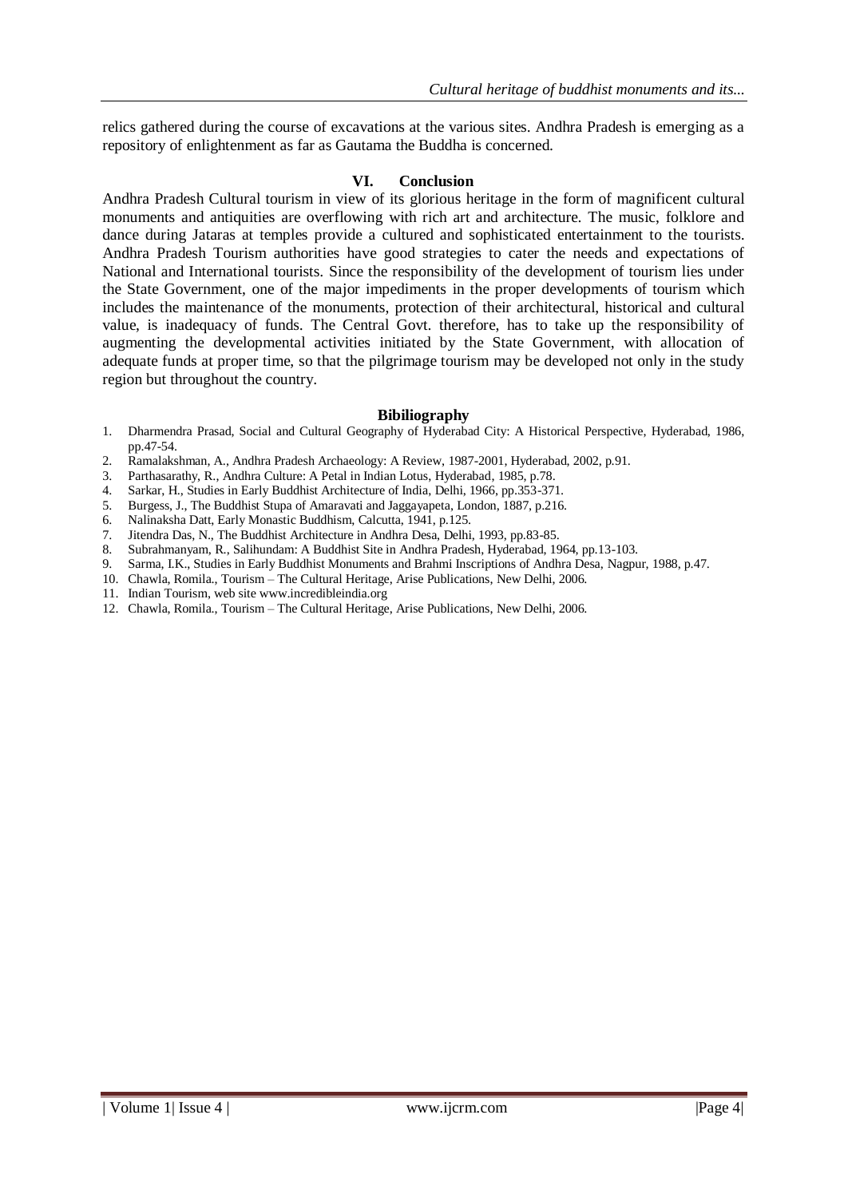relics gathered during the course of excavations at the various sites. Andhra Pradesh is emerging as a repository of enlightenment as far as Gautama the Buddha is concerned.

## VI. Conclusion

Andhra Pradesh Cultural tourism in view of its glorious heritage in the form of magnificent cultural monuments and antiquities are overflowing with rich art and architecture. The music, folklore and dance during Jataras at temples provide a cultured and sophisticated entertainment to the tourists. Andhra Pradesh Tourism authorities have good strategies to cater the needs and expectations of National and International tourists. Since the responsibility of the development of tourism lies under the State Government, one of the major impediments in the proper developments of tourism which includes the maintenance of the monuments, protection of their architectural, historical and cultural value, is inadequacy of funds. The Central Govt. therefore, has to take up the responsibility of augmenting the developmental activities initiated by the State Government, with allocation of adequate funds at proper time, so that the pilgrimage tourism may be developed not only in the study region but throughout the country.

## Bibiliography

1. Dharmendra Prasad, Social and Cultural Geography of Hyderabad City: A Historical Perspective, Hyderabad, 1986, pp.47-54.
2. Ramalakshman, A., Andhra Pradesh Archaeology: A Review, 1987-2001, Hyderabad, 2002, p.91.
3. Parthasarathy, R., Andhra Culture: A Petal in Indian Lotus, Hyderabad, 1985, p.78.
4. Sarkar, H., Studies in Early Buddhist Architecture of India, Delhi, 1966, pp.353-371.
5. Burgess, J., The Buddhist Stupa of Amaravati and Jaggayapeta, London, 1887, p.216.
6. Nalinaksha Datt, Early Monastic Buddhism, Calcutta, 1941, p.125.
7. Jitendra Das, N., The Buddhist Architecture in Andhra Desa, Delhi, 1993, pp.83-85.
8. Subrahmanyam, R., Salihundam: A Buddhist Site in Andhra Pradesh, Hyderabad, 1964, pp.13-103.
9. Sarma, I.K., Studies in Early Buddhist Monuments and Brahmi Inscriptions of Andhra Desa, Nagpur, 1988, p.47.
10. Chawla, Romila., Tourism – The Cultural Heritage, Arise Publications, New Delhi, 2006.
11. Indian Tourism, web site www.incredibleindia.org
12. Chawla, Romila., Tourism – The Cultural Heritage, Arise Publications, New Delhi, 2006.